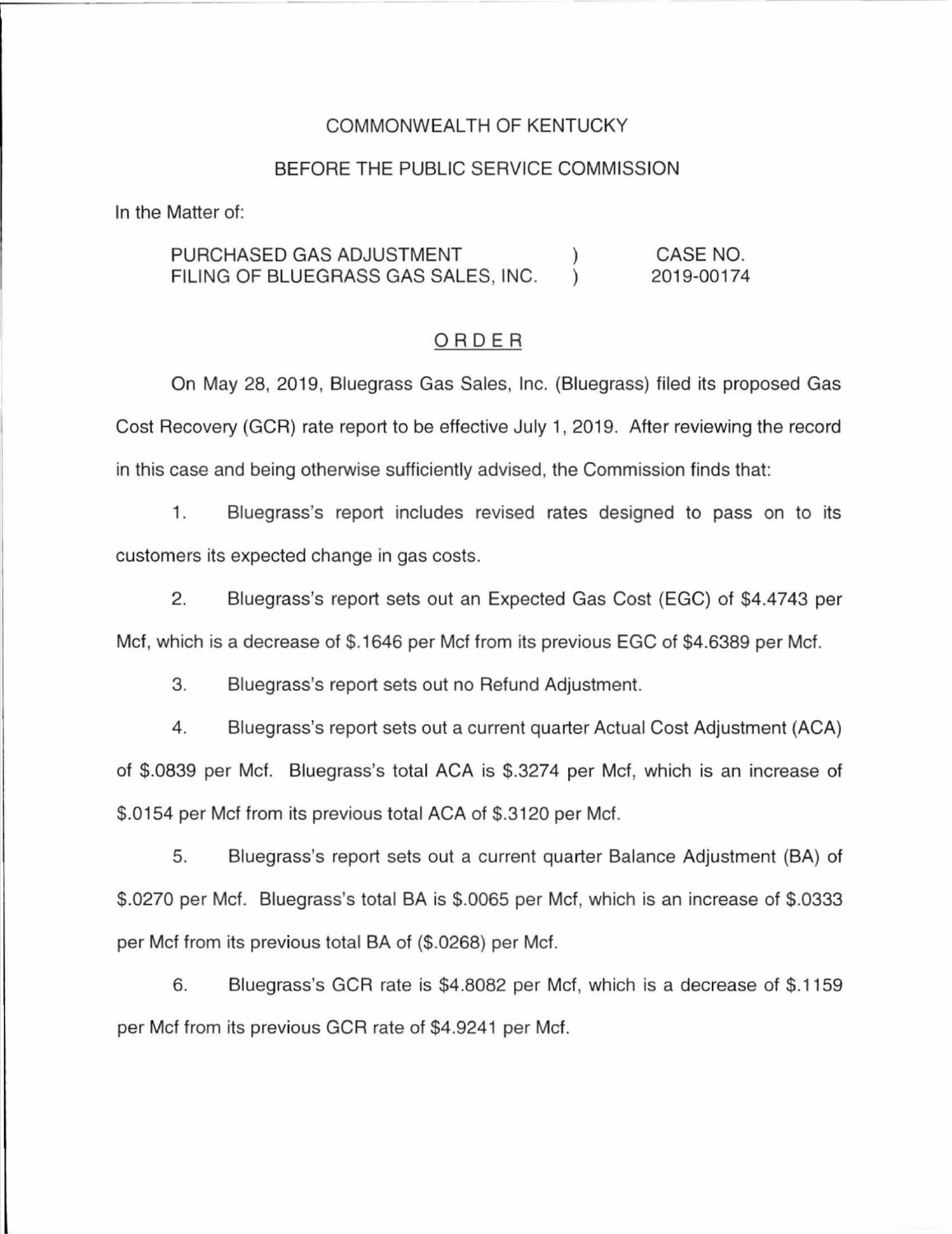COMMONWEALTH OF KENTUCKY

BEFORE THE PUBLIC SERVICE COMMISSION

In the Matter of:

| | | |
|---|---|---|
| PURCHASED GAS ADJUSTMENT FILING OF BLUEGRASS GAS SALES, INC. | ) ) | CASE NO. 2019-00174 |

## ORDER

On May 28, 2019, Bluegrass Gas Sales, Inc. (Bluegrass) filed its proposed Gas Cost Recovery (GCR) rate report to be effective July 1, 2019. After reviewing the record in this case and being otherwise sufficiently advised, the Commission finds that:

1. Bluegrass's report includes revised rates designed to pass on to its customers its expected change in gas costs.

2. Bluegrass's report sets out an Expected Gas Cost (EGC) of $4.4743 per Mcf, which is a decrease of $.1646 per Mcf from its previous EGC of $4.6389 per Mcf.

3. Bluegrass's report sets out no Refund Adjustment.

4. Bluegrass's report sets out a current quarter Actual Cost Adjustment (ACA) of $.0839 per Mcf. Bluegrass's total ACA is $.3274 per Mcf, which is an increase of $.0154 per Mcf from its previous total ACA of $.3120 per Mcf.

5. Bluegrass's report sets out a current quarter Balance Adjustment (BA) of $.0270 per Mcf. Bluegrass's total BA is $.0065 per Mcf, which is an increase of $.0333 per Mcf from its previous total BA of ($.0268) per Mcf.

6. Bluegrass's GCR rate is $4.8082 per Mcf, which is a decrease of $.1159 per Mcf from its previous GCR rate of $4.9241 per Mcf.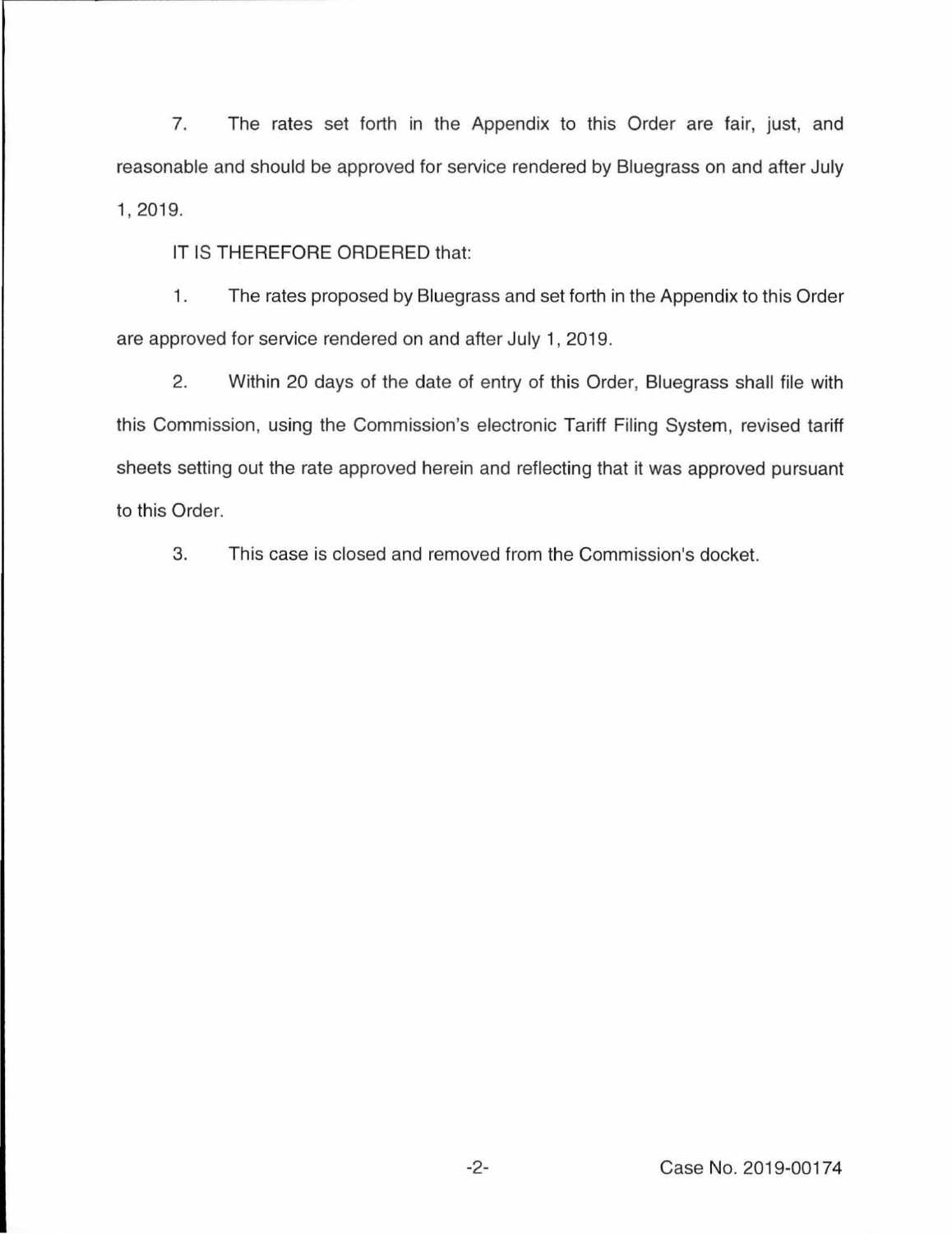7. The rates set forth in the Appendix to this Order are fair, just, and reasonable and should be approved for service rendered by Bluegrass on and after July 1, 2019.

IT IS THEREFORE ORDERED that:

1. The rates proposed by Bluegrass and set forth in the Appendix to this Order are approved for service rendered on and after July 1, 2019.

2. Within 20 days of the date of entry of this Order, Bluegrass shall file with this Commission, using the Commission's electronic Tariff Filing System, revised tariff sheets setting out the rate approved herein and reflecting that it was approved pursuant to this Order.

3. This case is closed and removed from the Commission's docket.

Case No. 2019-00174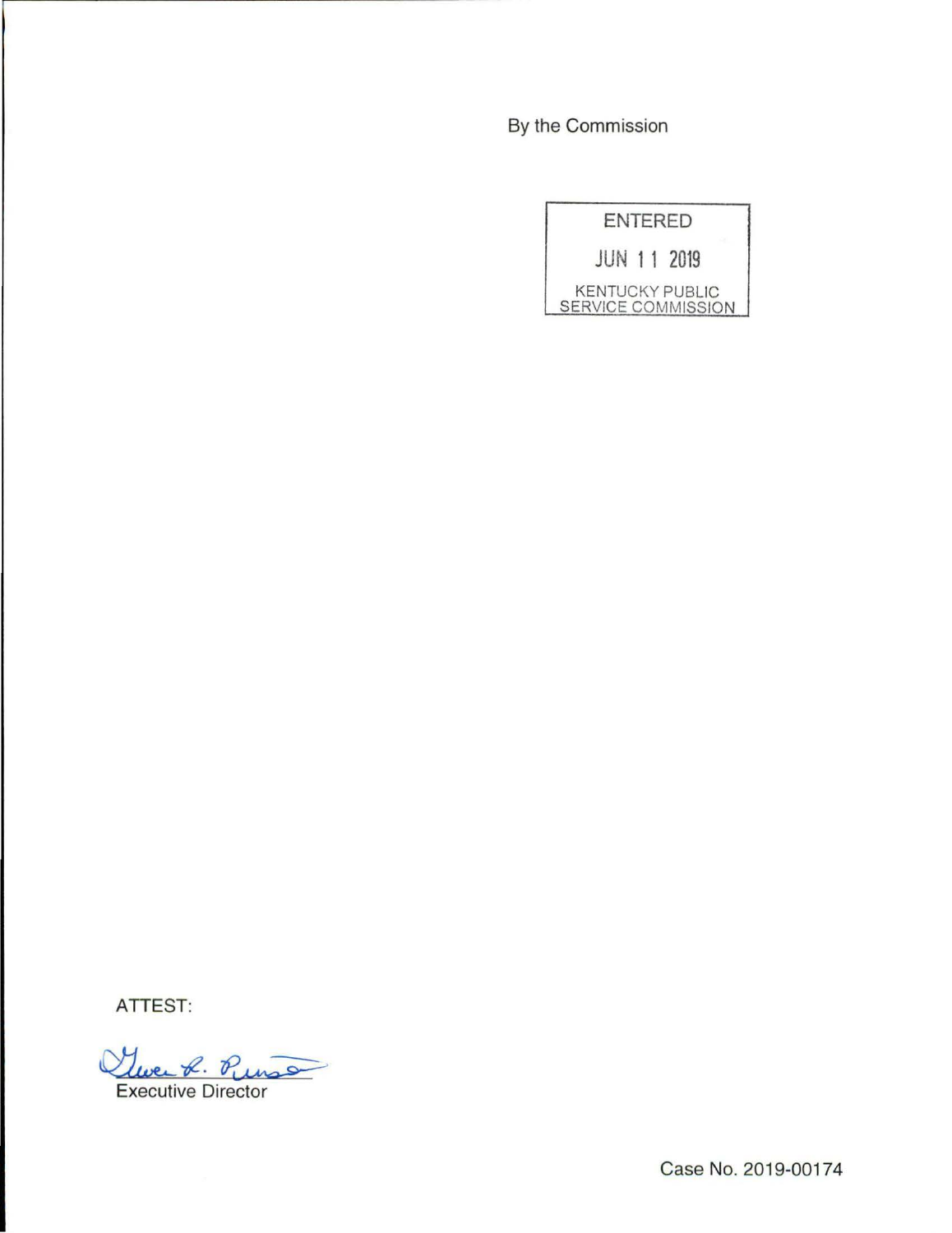By the Commission

ENTERED

JUN 11 2019

KENTUCKY PUBLIC SERVICE COMMISSION

ATTEST:

Executive Director

Case No. 2019-00174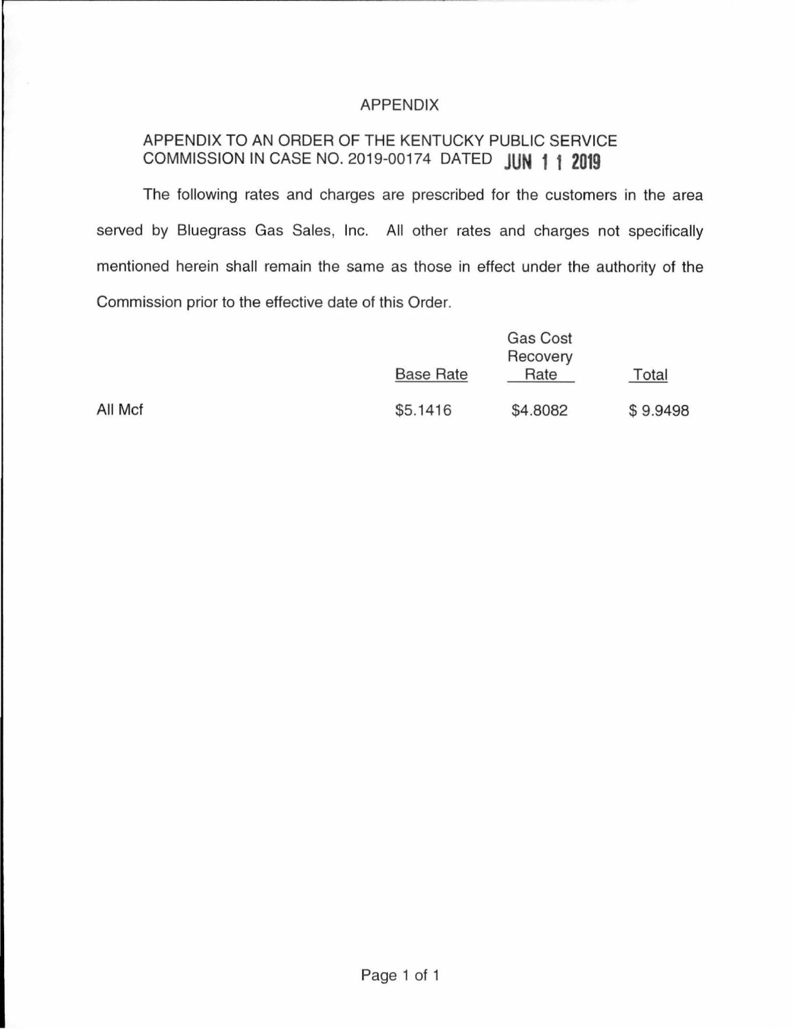# APPENDIX

APPENDIX TO AN ORDER OF THE KENTUCKY PUBLIC SERVICE COMMISSION IN CASE NO. 2019-00174 DATED JUN 11 2019

The following rates and charges are prescribed for the customers in the area served by Bluegrass Gas Sales, Inc. All other rates and charges not specifically mentioned herein shall remain the same as those in effect under the authority of the Commission prior to the effective date of this Order.

| | Base Rate | Gas Cost Recovery Rate | Total |
|---|---|---|---|
| All Mcf | $5.1416 | $4.8082 | $ 9.9498 |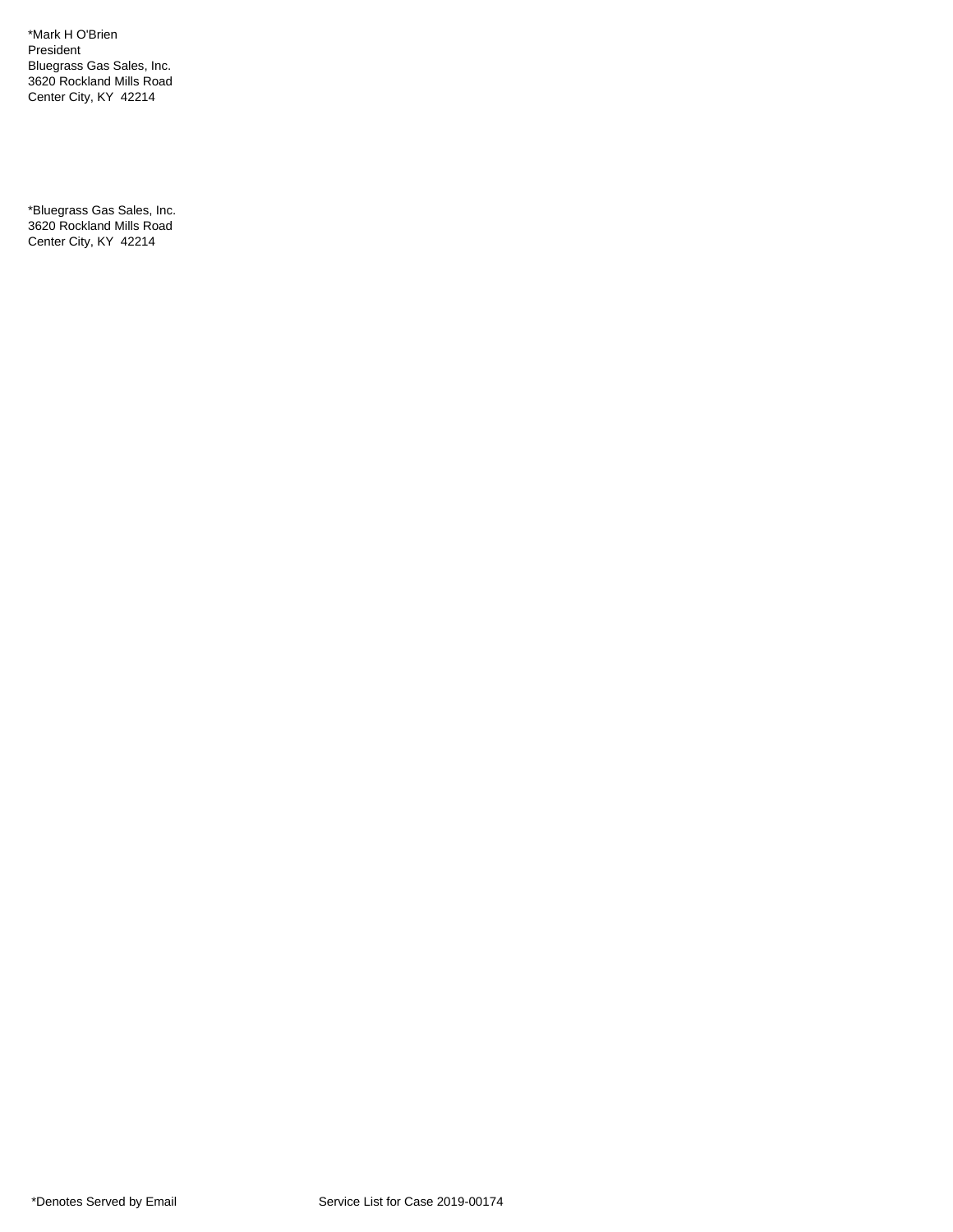*Mark H O'Brien
President
Bluegrass Gas Sales, Inc.
3620 Rockland Mills Road
Center City, KY 42214

*Bluegrass Gas Sales, Inc.
3620 Rockland Mills Road
Center City, KY 42214